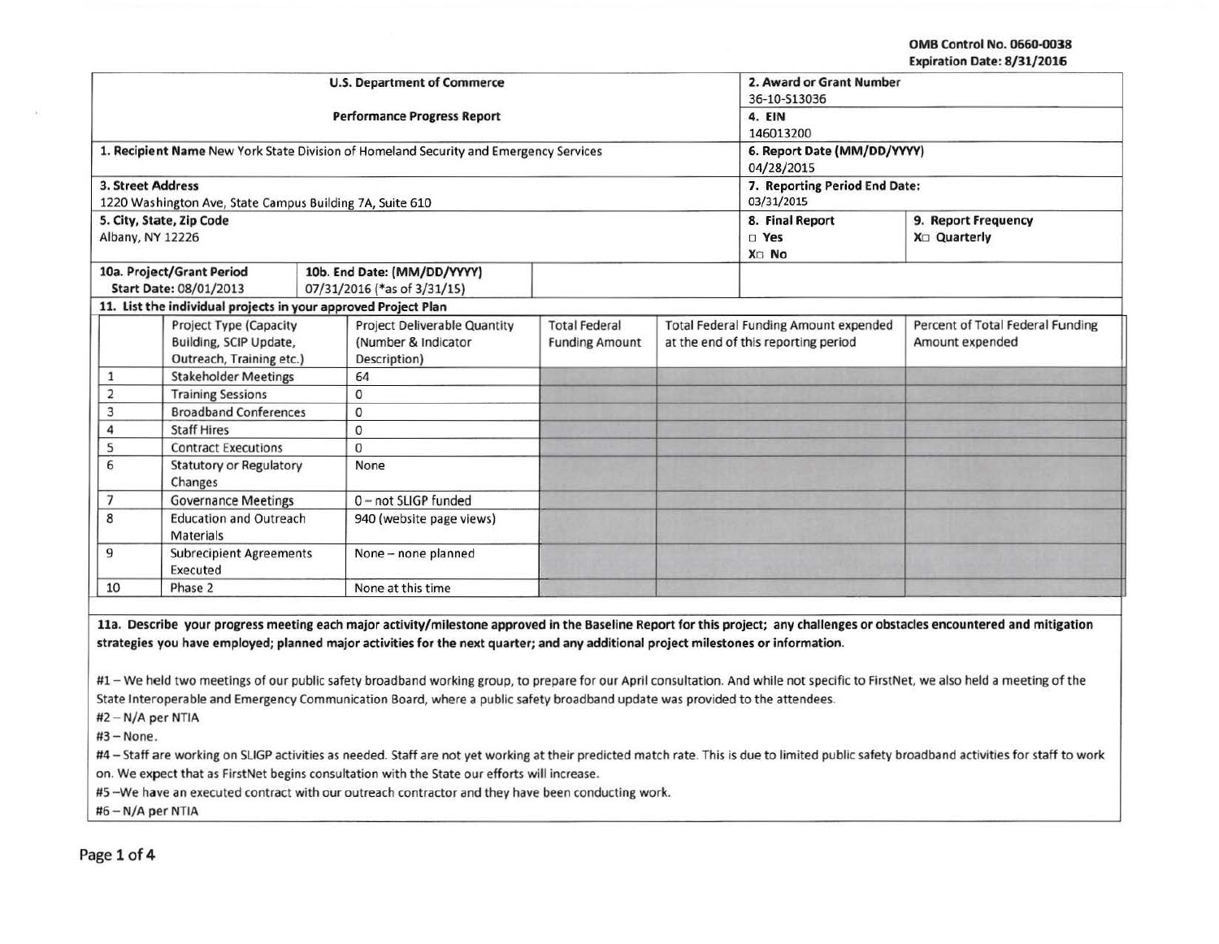OMB Control No. 0660-0038
Expiration Date: 8/31/2016

| U.S. Department of Commerce<br>Performance Progress Report | 2. Award or Grant Number<br>36-10-S13036<br>4. EIN<br>146013200 | |
|---|---|---|
| 1. **Recipient Name** New York State Division of Homeland Security and Emergency Services | **6. Report Date (MM/DD/YYYY)**<br>04/28/2015 | |
| **3. Street Address**<br>1220 Washington Ave, State Campus Building 7A, Suite 610 | **7. Reporting Period End Date:**<br>03/31/2015 | |
| **5. City, State, Zip Code**<br>Albany, NY 12226 | **8. Final Report**<br>□ Yes<br>X□ No | **9. Report Frequency**<br>X□ Quarterly |
| **10a. Project/Grant Period Start Date:** 08/01/2013 | **10b. End Date: (MM/DD/YYYY)** 07/31/2016 (*as of 3/31/15) | |

**11. List the individual projects in your approved Project Plan**

| | Project Type (Capacity Building, SCIP Update, Outreach, Training etc.) | Project Deliverable Quantity (Number & Indicator Description) | Total Federal Funding Amount | Total Federal Funding Amount expended at the end of this reporting period | Percent of Total Federal Funding Amount expended |
|---|---|---|---|---|---|
| 1 | Stakeholder Meetings | 64 | | | |
| 2 | Training Sessions | 0 | | | |
| 3 | Broadband Conferences | 0 | | | |
| 4 | Staff Hires | 0 | | | |
| 5 | Contract Executions | 0 | | | |
| 6 | Statutory or Regulatory Changes | None | | | |
| 7 | Governance Meetings | 0 – not SLIGP funded | | | |
| 8 | Education and Outreach Materials | 940 (website page views) | | | |
| 9 | Subrecipient Agreements Executed | None – none planned | | | |
| 10 | Phase 2 | None at this time | | | |

**11a. Describe your progress meeting each major activity/milestone approved in the Baseline Report for this project; any challenges or obstacles encountered and mitigation strategies you have employed; planned major activities for the next quarter; and any additional project milestones or information.**

#1 – We held two meetings of our public safety broadband working group, to prepare for our April consultation. And while not specific to FirstNet, we also held a meeting of the State Interoperable and Emergency Communication Board, where a public safety broadband update was provided to the attendees.

#2 – N/A per NTIA

#3 – None.

#4 – Staff are working on SLIGP activities as needed. Staff are not yet working at their predicted match rate. This is due to limited public safety broadband activities for staff to work on. We expect that as FirstNet begins consultation with the State our efforts will increase.

#5 –We have an executed contract with our outreach contractor and they have been conducting work.

#6 – N/A per NTIA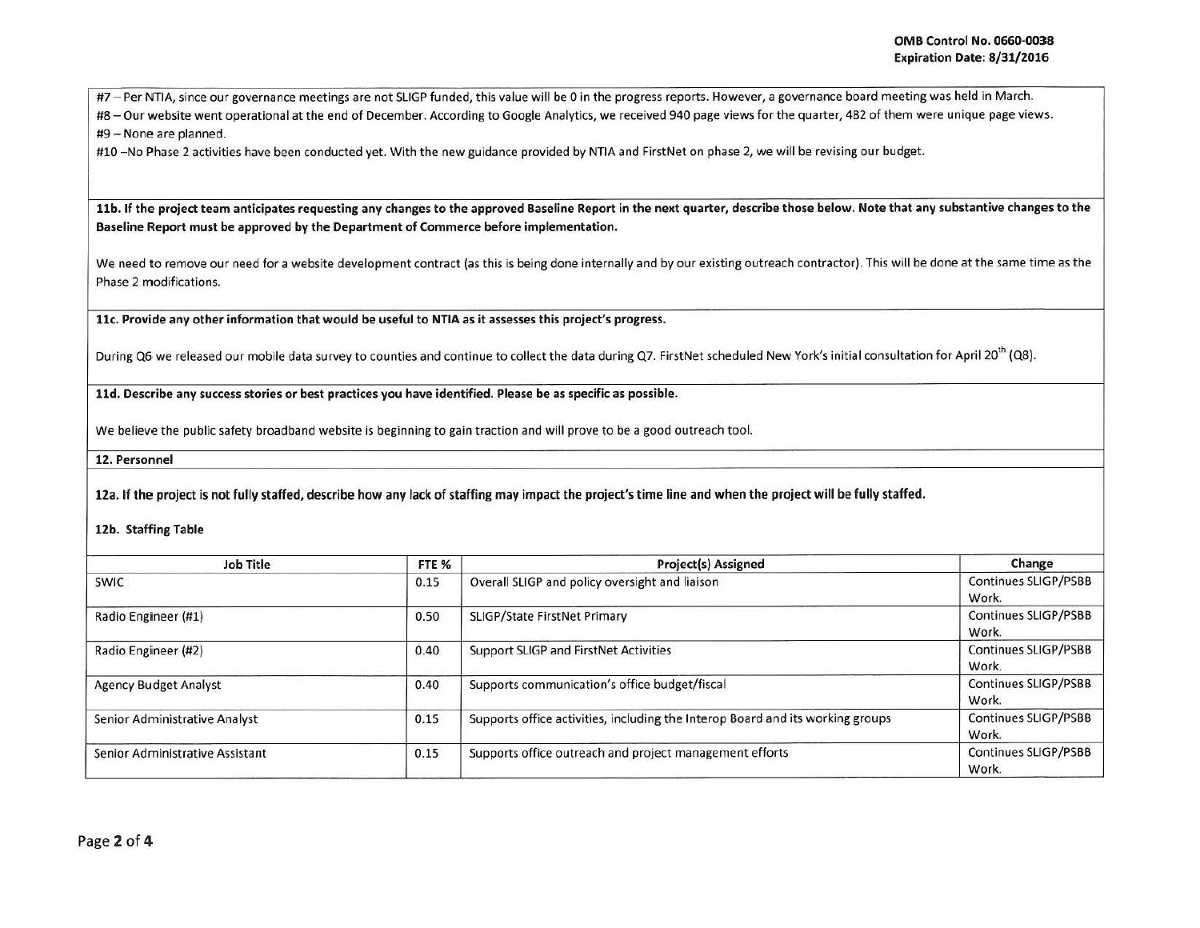#7 – Per NTIA, since our governance meetings are not SLIGP funded, this value will be 0 in the progress reports. However, a governance board meeting was held in March.

#8 – Our website went operational at the end of December. According to Google Analytics, we received 940 page views for the quarter, 482 of them were unique page views.

#9 – None are planned.

#10 –No Phase 2 activities have been conducted yet. With the new guidance provided by NTIA and FirstNet on phase 2, we will be revising our budget.

**11b. If the project team anticipates requesting any changes to the approved Baseline Report in the next quarter, describe those below. Note that any substantive changes to the Baseline Report must be approved by the Department of Commerce before implementation.**

We need to remove our need for a website development contract (as this is being done internally and by our existing outreach contractor). This will be done at the same time as the Phase 2 modifications.

**11c. Provide any other information that would be useful to NTIA as it assesses this project's progress.**

During Q6 we released our mobile data survey to counties and continue to collect the data during Q7. FirstNet scheduled New York's initial consultation for April 20th (Q8).

**11d. Describe any success stories or best practices you have identified. Please be as specific as possible.**

We believe the public safety broadband website is beginning to gain traction and will prove to be a good outreach tool.

**12. Personnel**

**12a. If the project is not fully staffed, describe how any lack of staffing may impact the project's time line and when the project will be fully staffed.**

**12b. Staffing Table**

| Job Title | FTE % | Project(s) Assigned | Change |
|---|---|---|---|
| SWIC | 0.15 | Overall SLIGP and policy oversight and liaison | Continues SLIGP/PSBB Work. |
| Radio Engineer (#1) | 0.50 | SLIGP/State FirstNet Primary | Continues SLIGP/PSBB Work. |
| Radio Engineer (#2) | 0.40 | Support SLIGP and FirstNet Activities | Continues SLIGP/PSBB Work. |
| Agency Budget Analyst | 0.40 | Supports communication's office budget/fiscal | Continues SLIGP/PSBB Work. |
| Senior Administrative Analyst | 0.15 | Supports office activities, including the Interop Board and its working groups | Continues SLIGP/PSBB Work. |
| Senior Administrative Assistant | 0.15 | Supports office outreach and project management efforts | Continues SLIGP/PSBB Work. |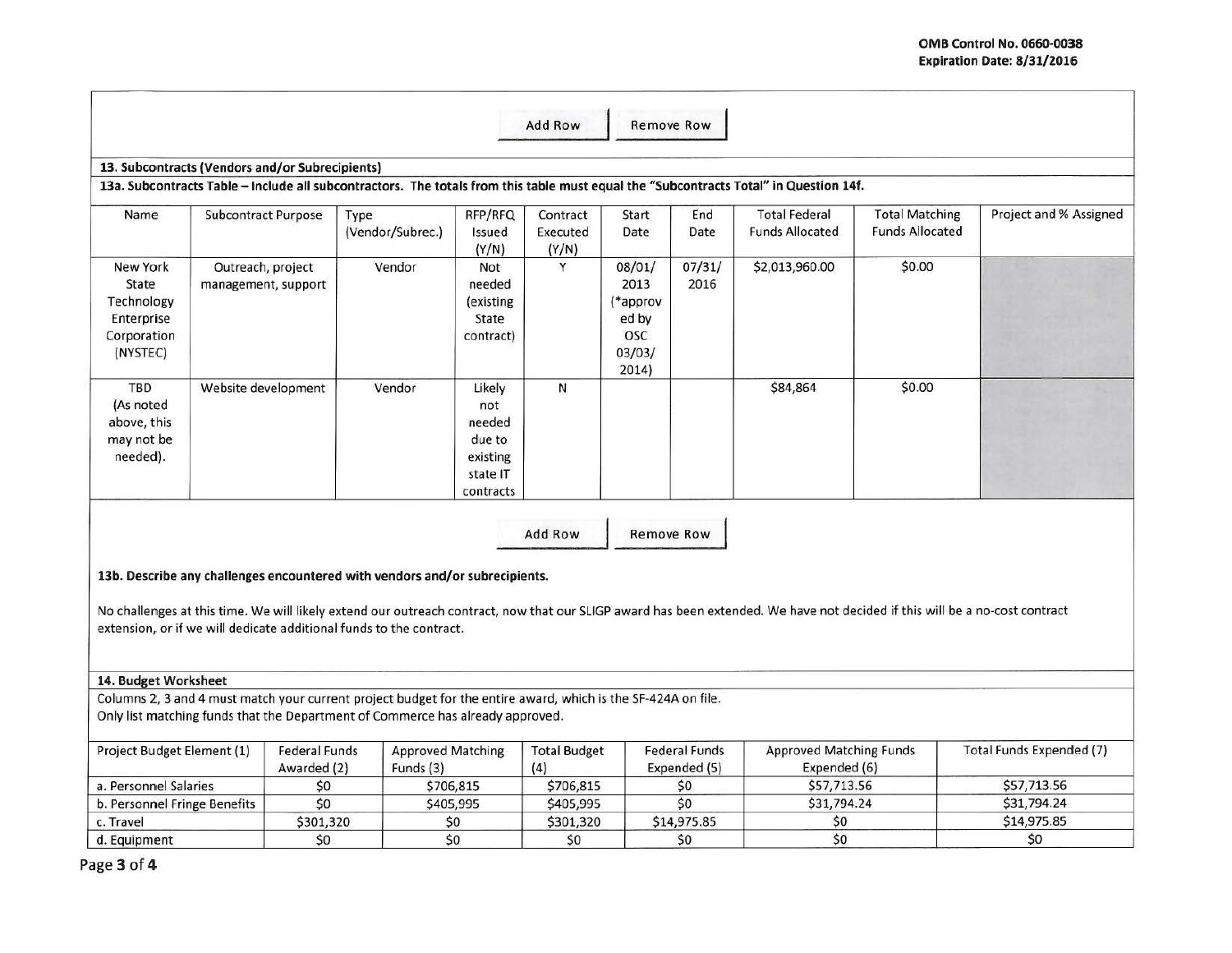Add Row | Remove Row

**13. Subcontracts (Vendors and/or Subrecipients)**

**13a. Subcontracts Table – Include all subcontractors. The totals from this table must equal the "Subcontracts Total" in Question 14f.**

| Name | Subcontract Purpose | Type (Vendor/Subrec.) | RFP/RFQ Issued (Y/N) | Contract Executed (Y/N) | Start Date | End Date | Total Federal Funds Allocated | Total Matching Funds Allocated | Project and % Assigned |
|---|---|---|---|---|---|---|---|---|---|
| New York State Technology Enterprise Corporation (NYSTEC) | Outreach, project management, support | Vendor | Not needed (existing State contract) | Y | 08/01/2013 (*approved by OSC 03/03/2014) | 07/31/2016 | $2,013,960.00 | $0.00 | |
| TBD (As noted above, this may not be needed). | Website development | Vendor | Likely not needed due to existing state IT contracts | N | | | $84,864 | $0.00 | |

Add Row | Remove Row

**13b. Describe any challenges encountered with vendors and/or subrecipients.**

No challenges at this time. We will likely extend our outreach contract, now that our SLIGP award has been extended. We have not decided if this will be a no-cost contract extension, or if we will dedicate additional funds to the contract.

**14. Budget Worksheet**

Columns 2, 3 and 4 must match your current project budget for the entire award, which is the SF-424A on file.
Only list matching funds that the Department of Commerce has already approved.

| Project Budget Element (1) | Federal Funds Awarded (2) | Approved Matching Funds (3) | Total Budget (4) | Federal Funds Expended (5) | Approved Matching Funds Expended (6) | Total Funds Expended (7) |
|---|---|---|---|---|---|---|
| a. Personnel Salaries | $0 | $706,815 | $706,815 | $0 | $57,713.56 | $57,713.56 |
| b. Personnel Fringe Benefits | $0 | $405,995 | $405,995 | $0 | $31,794.24 | $31,794.24 |
| c. Travel | $301,320 | $0 | $301,320 | $14,975.85 | $0 | $14,975.85 |
| d. Equipment | $0 | $0 | $0 | $0 | $0 | $0 |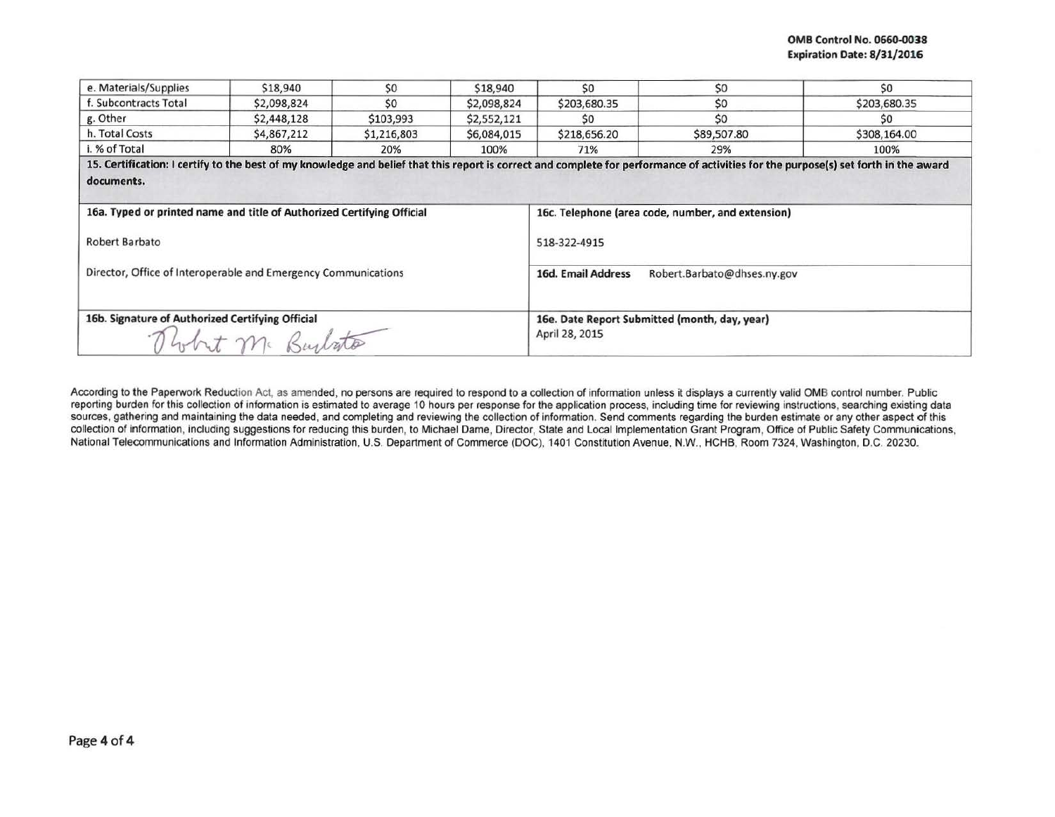OMB Control No. 0660-0038
Expiration Date: 8/31/2016

| | | | | | | |
|---|---|---|---|---|---|---|
| e. Materials/Supplies | $18,940 | $0 | $18,940 | $0 | $0 | $0 |
| f. Subcontracts Total | $2,098,824 | $0 | $2,098,824 | $203,680.35 | $0 | $203,680.35 |
| g. Other | $2,448,128 | $103,993 | $2,552,121 | $0 | $0 | $0 |
| h. Total Costs | $4,867,212 | $1,216,803 | $6,084,015 | $218,656.20 | $89,507.80 | $308,164.00 |
| i. % of Total | 80% | 20% | 100% | 71% | 29% | 100% |

**15. Certification: I certify to the best of my knowledge and belief that this report is correct and complete for performance of activities for the purpose(s) set forth in the award documents.**

| | |
|---|---|
| **16a. Typed or printed name and title of Authorized Certifying Official**<br>Robert Barbato<br>Director, Office of Interoperable and Emergency Communications | **16c. Telephone (area code, number, and extension)**<br>518-322-4915<br>**16d. Email Address** Robert.Barbato@dhses.ny.gov |
| **16b. Signature of Authorized Certifying Official**<br>Robert M. Barbato | **16e. Date Report Submitted (month, day, year)**<br>April 28, 2015 |

According to the Paperwork Reduction Act, as amended, no persons are required to respond to a collection of information unless it displays a currently valid OMB control number. Public reporting burden for this collection of information is estimated to average 10 hours per response for the application process, including time for reviewing instructions, searching existing data sources, gathering and maintaining the data needed, and completing and reviewing the collection of information. Send comments regarding the burden estimate or any other aspect of this collection of information, including suggestions for reducing this burden, to Michael Dame, Director, State and Local Implementation Grant Program, Office of Public Safety Communications, National Telecommunications and Information Administration, U.S. Department of Commerce (DOC), 1401 Constitution Avenue, N.W., HCHB, Room 7324, Washington, D.C. 20230.